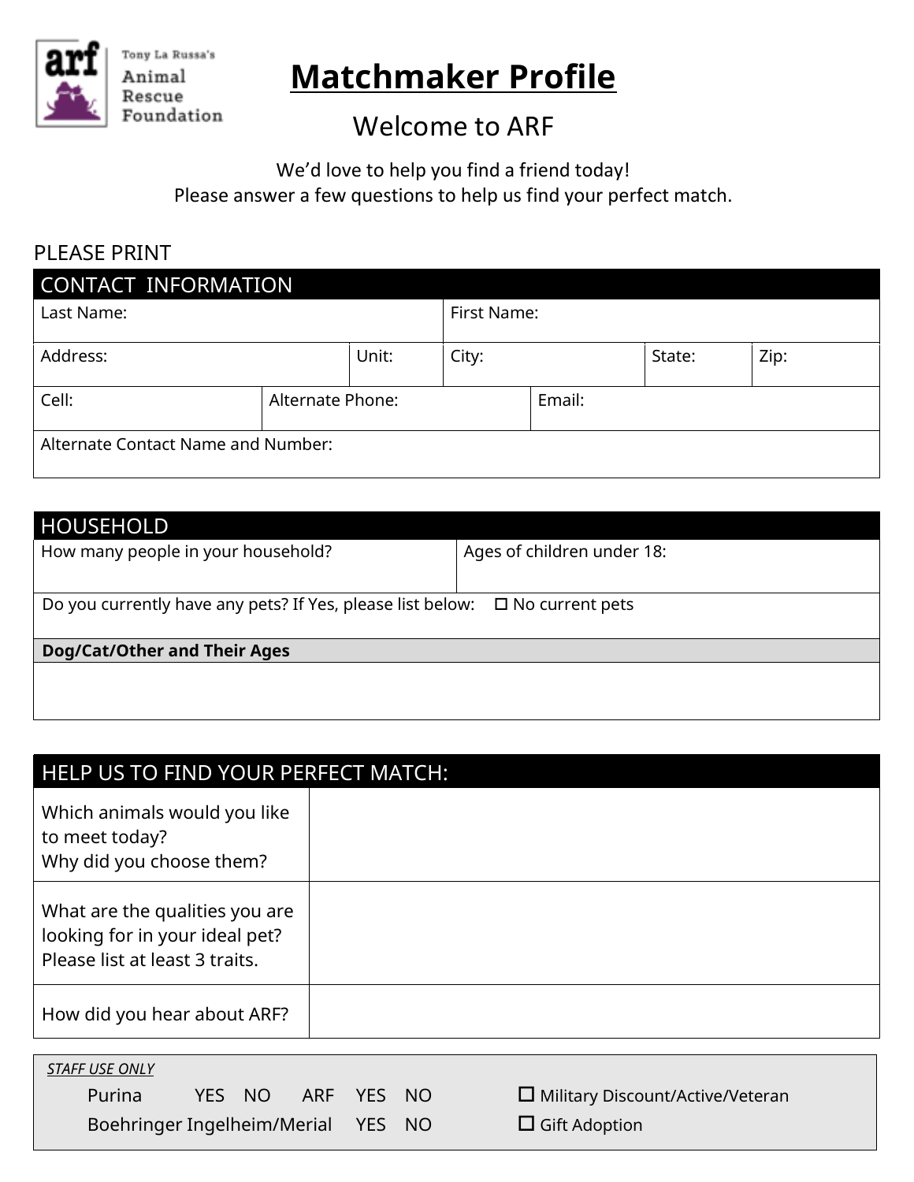Tony La Russa's Animal Rescue Foundation

# Matchmaker Profile

## Welcome to ARF

We'd love to help you find a friend today!
Please answer a few questions to help us find your perfect match.

PLEASE PRINT

### CONTACT INFORMATION

| | | | | |
|---|---|---|---|---|
| Last Name: | | First Name: | | |
| Address: | Unit: | City: | State: | Zip: |
| Cell: | Alternate Phone: | Email: | | |
| Alternate Contact Name and Number: | | | | |

### HOUSEHOLD

| | |
|---|---|
| How many people in your household? | Ages of children under 18: |
| Do you currently have any pets? If Yes, please list below: ☐ No current pets | |
| **Dog/Cat/Other and Their Ages** | |
| | |

### HELP US TO FIND YOUR PERFECT MATCH:

| | |
|---|---|
| Which animals would you like to meet today? Why did you choose them? | |
| What are the qualities you are looking for in your ideal pet? Please list at least 3 traits. | |
| How did you hear about ARF? | |

*STAFF USE ONLY*

Purina YES NO ARF YES NO ☐ Military Discount/Active/Veteran

Boehringer Ingelheim/Merial YES NO ☐ Gift Adoption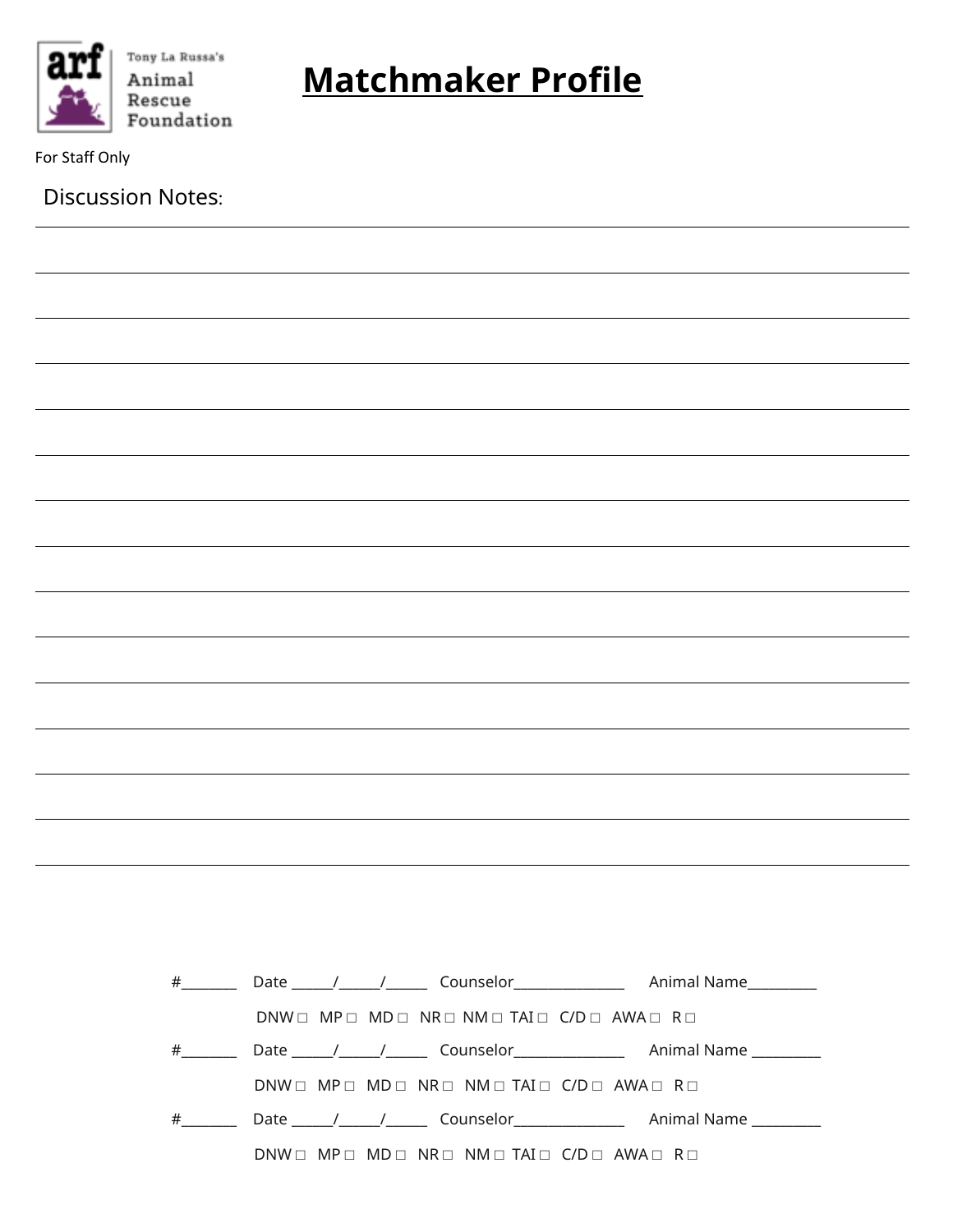Tony La Russa's Animal Rescue Foundation

# Matchmaker Profile

For Staff Only

Discussion Notes:

______________________________________________________________________________

______________________________________________________________________________

______________________________________________________________________________

______________________________________________________________________________

______________________________________________________________________________

______________________________________________________________________________

______________________________________________________________________________

______________________________________________________________________________

______________________________________________________________________________

______________________________________________________________________________

______________________________________________________________________________

______________________________________________________________________________

______________________________________________________________________________

______________________________________________________________________________

______________________________________________________________________________

#________ Date ______/______/______ Counselor________________ Animal Name__________

DNW □ MP □ MD □ NR □ NM □ TAI □ C/D □ AWA □ R □

#________ Date ______/______/______ Counselor________________ Animal Name __________

DNW □ MP □ MD □ NR □ NM □ TAI □ C/D □ AWA □ R □

#________ Date ______/______/______ Counselor________________ Animal Name __________

DNW □ MP □ MD □ NR □ NM □ TAI □ C/D □ AWA □ R □